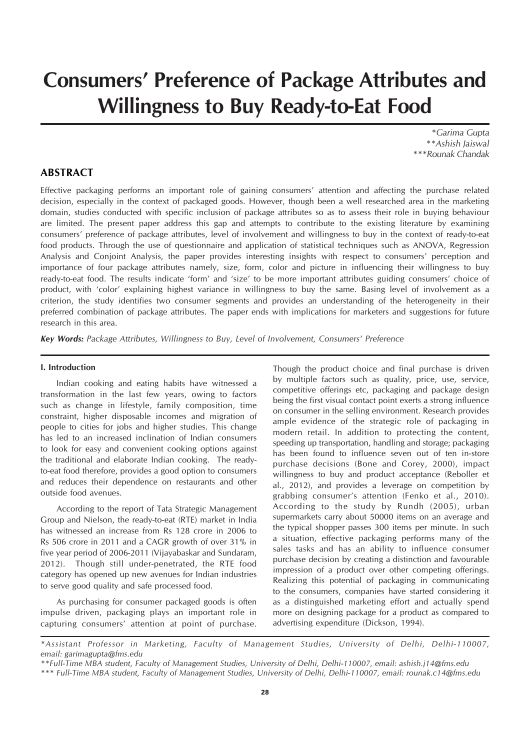# Consumers' Preference of Package Attributes and Willingness to Buy Ready-to-Eat Food

*Garima Gupta
**Ashish Jaiswal
***Rounak Chandak

## ABSTRACT

Effective packaging performs an important role of gaining consumers' attention and affecting the purchase related decision, especially in the context of packaged goods. However, though been a well researched area in the marketing domain, studies conducted with specific inclusion of package attributes so as to assess their role in buying behaviour are limited. The present paper address this gap and attempts to contribute to the existing literature by examining consumers' preference of package attributes, level of involvement and willingness to buy in the context of ready-to-eat food products. Through the use of questionnaire and application of statistical techniques such as ANOVA, Regression Analysis and Conjoint Analysis, the paper provides interesting insights with respect to consumers' perception and importance of four package attributes namely, size, form, color and picture in influencing their willingness to buy ready-to-eat food. The results indicate 'form' and 'size' to be more important attributes guiding consumers' choice of product, with 'color' explaining highest variance in willingness to buy the same. Basing level of involvement as a criterion, the study identifies two consumer segments and provides an understanding of the heterogeneity in their preferred combination of package attributes. The paper ends with implications for marketers and suggestions for future research in this area.

***Key Words:*** *Package Attributes, Willingness to Buy, Level of Involvement, Consumers' Preference*

### I. Introduction

Indian cooking and eating habits have witnessed a transformation in the last few years, owing to factors such as change in lifestyle, family composition, time constraint, higher disposable incomes and migration of people to cities for jobs and higher studies. This change has led to an increased inclination of Indian consumers to look for easy and convenient cooking options against the traditional and elaborate Indian cooking. The ready-to-eat food therefore, provides a good option to consumers and reduces their dependence on restaurants and other outside food avenues.

According to the report of Tata Strategic Management Group and Nielson, the ready-to-eat (RTE) market in India has witnessed an increase from Rs 128 crore in 2006 to Rs 506 crore in 2011 and a CAGR growth of over 31% in five year period of 2006-2011 (Vijayabaskar and Sundaram, 2012). Though still under-penetrated, the RTE food category has opened up new avenues for Indian industries to serve good quality and safe processed food.

As purchasing for consumer packaged goods is often impulse driven, packaging plays an important role in capturing consumers' attention at point of purchase. Though the product choice and final purchase is driven by multiple factors such as quality, price, use, service, competitive offerings etc, packaging and package design being the first visual contact point exerts a strong influence on consumer in the selling environment. Research provides ample evidence of the strategic role of packaging in modern retail. In addition to protecting the content, speeding up transportation, handling and storage; packaging has been found to influence seven out of ten in-store purchase decisions (Bone and Corey, 2000), impact willingness to buy and product acceptance (Reboller et al., 2012), and provides a leverage on competition by grabbing consumer's attention (Fenko et al., 2010). According to the study by Rundh (2005), urban supermarkets carry about 50000 items on an average and the typical shopper passes 300 items per minute. In such a situation, effective packaging performs many of the sales tasks and has an ability to influence consumer purchase decision by creating a distinction and favourable impression of a product over other competing offerings. Realizing this potential of packaging in communicating to the consumers, companies have started considering it as a distinguished marketing effort and actually spend more on designing package for a product as compared to advertising expenditure (Dickson, 1994).

---

**Assistant Professor in Marketing, Faculty of Management Studies, University of Delhi, Delhi-110007, email: garimagupta@fms.edu*

***Full-Time MBA student, Faculty of Management Studies, University of Delhi, Delhi-110007, email: ashish.j14@fms.edu*

**** Full-Time MBA student, Faculty of Management Studies, University of Delhi, Delhi-110007, email: rounak.c14@fms.edu*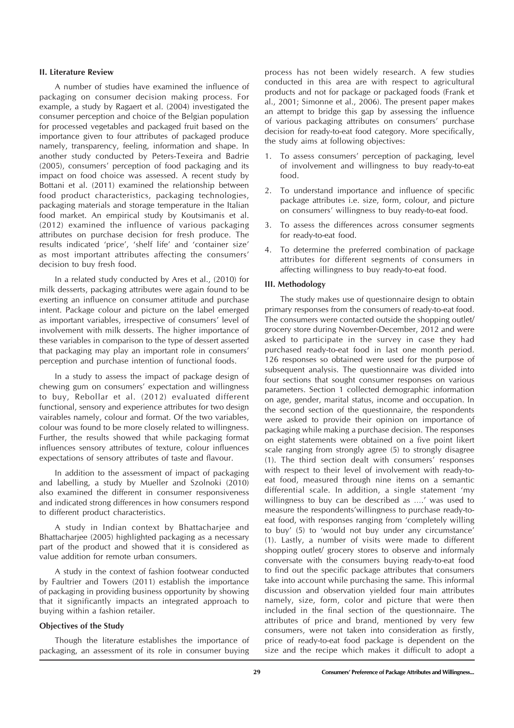## II. Literature Review

A number of studies have examined the influence of packaging on consumer decision making process. For example, a study by Ragaert et al. (2004) investigated the consumer perception and choice of the Belgian population for processed vegetables and packaged fruit based on the importance given to four attributes of packaged produce namely, transparency, feeling, information and shape. In another study conducted by Peters-Texeira and Badrie (2005), consumers' perception of food packaging and its impact on food choice was assessed. A recent study by Bottani et al. (2011) examined the relationship between food product characteristics, packaging technologies, packaging materials and storage temperature in the Italian food market. An empirical study by Koutsimanis et al. (2012) examined the influence of various packaging attributes on purchase decision for fresh produce. The results indicated 'price', 'shelf life' and 'container size' as most important attributes affecting the consumers' decision to buy fresh food.

In a related study conducted by Ares et al., (2010) for milk desserts, packaging attributes were again found to be exerting an influence on consumer attitude and purchase intent. Package colour and picture on the label emerged as important variables, irrespective of consumers' level of involvement with milk desserts. The higher importance of these variables in comparison to the type of dessert asserted that packaging may play an important role in consumers' perception and purchase intention of functional foods.

In a study to assess the impact of package design of chewing gum on consumers' expectation and willingness to buy, Rebollar et al. (2012) evaluated different functional, sensory and experience attributes for two design vairables namely, colour and format. Of the two variables, colour was found to be more closely related to willingness. Further, the results showed that while packaging format influences sensory attributes of texture, colour influences expectations of sensory attributes of taste and flavour.

In addition to the assessment of impact of packaging and labelling, a study by Mueller and Szolnoki (2010) also examined the different in consumer responsiveness and indicated strong differences in how consumers respond to different product characteristics.

A study in Indian context by Bhattacharjee and Bhattacharjee (2005) highlighted packaging as a necessary part of the product and showed that it is considered as value addition for remote urban consumers.

A study in the context of fashion footwear conducted by Faultrier and Towers (2011) establish the importance of packaging in providing business opportunity by showing that it significantly impacts an integrated approach to buying within a fashion retailer.

### Objectives of the Study

Though the literature establishes the importance of packaging, an assessment of its role in consumer buying process has not been widely research. A few studies conducted in this area are with respect to agricultural products and not for package or packaged foods (Frank et al., 2001; Simonne et al., 2006). The present paper makes an attempt to bridge this gap by assessing the influence of various packaging attributes on consumers' purchase decision for ready-to-eat food category. More specifically, the study aims at following objectives:

1. To assess consumers' perception of packaging, level of involvement and willingness to buy ready-to-eat food.
2. To understand importance and influence of specific package attributes i.e. size, form, colour, and picture on consumers' willingness to buy ready-to-eat food.
3. To assess the differences across consumer segments for ready-to-eat food.
4. To determine the preferred combination of package attributes for different segments of consumers in affecting willingness to buy ready-to-eat food.

## III. Methodology

The study makes use of questionnaire design to obtain primary responses from the consumers of ready-to-eat food. The consumers were contacted outside the shopping outlet/ grocery store during November-December, 2012 and were asked to participate in the survey in case they had purchased ready-to-eat food in last one month period. 126 responses so obtained were used for the purpose of subsequent analysis. The questionnaire was divided into four sections that sought consumer responses on various parameters. Section 1 collected demographic information on age, gender, marital status, income and occupation. In the second section of the questionnaire, the respondents were asked to provide their opinion on importance of packaging while making a purchase decision. The responses on eight statements were obtained on a five point likert scale ranging from strongly agree (5) to strongly disagree (1). The third section dealt with consumers' responses with respect to their level of involvement with ready-to-eat food, measured through nine items on a semantic differential scale. In addition, a single statement 'my willingness to buy can be described as ….' was used to measure the respondents'willingness to purchase ready-to-eat food, with responses ranging from 'completely willing to buy' (5) to 'would not buy under any circumstance' (1). Lastly, a number of visits were made to different shopping outlet/ grocery stores to observe and informaly conversate with the consumers buying ready-to-eat food to find out the specific package attributes that consumers take into account while purchasing the same. This informal discussion and observation yielded four main attributes namely, size, form, color and picture that were then included in the final section of the questionnaire. The attributes of price and brand, mentioned by very few consumers, were not taken into consideration as firstly, price of ready-to-eat food package is dependent on the size and the recipe which makes it difficult to adopt a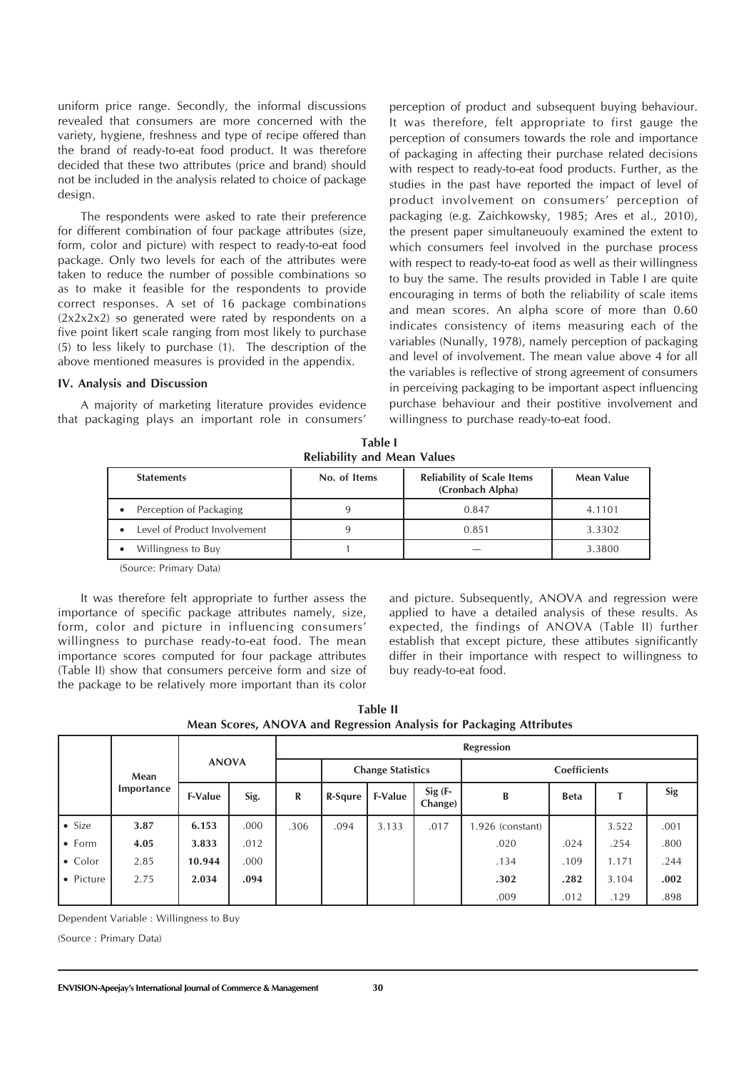uniform price range. Secondly, the informal discussions revealed that consumers are more concerned with the variety, hygiene, freshness and type of recipe offered than the brand of ready-to-eat food product. It was therefore decided that these two attributes (price and brand) should not be included in the analysis related to choice of package design.

The respondents were asked to rate their preference for different combination of four package attributes (size, form, color and picture) with respect to ready-to-eat food package. Only two levels for each of the attributes were taken to reduce the number of possible combinations so as to make it feasible for the respondents to provide correct responses. A set of 16 package combinations (2x2x2x2) so generated were rated by respondents on a five point likert scale ranging from most likely to purchase (5) to less likely to purchase (1). The description of the above mentioned measures is provided in the appendix.

### IV. Analysis and Discussion

A majority of marketing literature provides evidence that packaging plays an important role in consumers' perception of product and subsequent buying behaviour. It was therefore, felt appropriate to first gauge the perception of consumers towards the role and importance of packaging in affecting their purchase related decisions with respect to ready-to-eat food products. Further, as the studies in the past have reported the impact of level of product involvement on consumers' perception of packaging (e.g. Zaichkowsky, 1985; Ares et al., 2010), the present paper simultaneuouly examined the extent to which consumers feel involved in the purchase process with respect to ready-to-eat food as well as their willingness to buy the same. The results provided in Table I are quite encouraging in terms of both the reliability of scale items and mean scores. An alpha score of more than 0.60 indicates consistency of items measuring each of the variables (Nunally, 1978), namely perception of packaging and level of involvement. The mean value above 4 for all the variables is reflective of strong agreement of consumers in perceiving packaging to be important aspect influencing purchase behaviour and their positive involvement and willingness to purchase ready-to-eat food.

**Table I**
**Reliability and Mean Values**

| Statements | No. of Items | Reliability of Scale Items (Cronbach Alpha) | Mean Value |
|---|---|---|---|
| • Perception of Packaging | 9 | 0.847 | 4.1101 |
| • Level of Product Involvement | 9 | 0.851 | 3.3302 |
| • Willingness to Buy | 1 | — | 3.3800 |

(Source: Primary Data)

It was therefore felt appropriate to further assess the importance of specific package attributes namely, size, form, color and picture in influencing consumers' willingness to purchase ready-to-eat food. The mean importance scores computed for four package attributes (Table II) show that consumers perceive form and size of the package to be relatively more important than its color and picture. Subsequently, ANOVA and regression were applied to have a detailed analysis of these results. As expected, the findings of ANOVA (Table II) further establish that except picture, these attibutes significantly differ in their importance with respect to willingness to buy ready-to-eat food.

**Table II**
**Mean Scores, ANOVA and Regression Analysis for Packaging Attributes**

| | Mean Importance | ANOVA | | Regression | | | | | | | |
|---|---|---|---|---|---|---|---|---|---|---|---|
| | | | | | Change Statistics | | | Coefficients | | | |
| | | F-Value | Sig. | R | R-Squre | F-Value | Sig (F-Change) | B | Beta | T | Sig |
| • Size | **3.87** | **6.153** | .000 | .306 | .094 | 3.133 | .017 | 1.926 (constant) | | 3.522 | .001 |
| • Form | **4.05** | **3.833** | .012 | | | | | .020 | .024 | .254 | .800 |
| • Color | 2.85 | **10.944** | .000 | | | | | .134 | .109 | 1.171 | .244 |
| • Picture | 2.75 | **2.034** | **.094** | | | | | **.302** | **.282** | 3.104 | **.002** |
| | | | | | | | | .009 | .012 | .129 | .898 |

Dependent Variable : Willingness to Buy

(Source : Primary Data)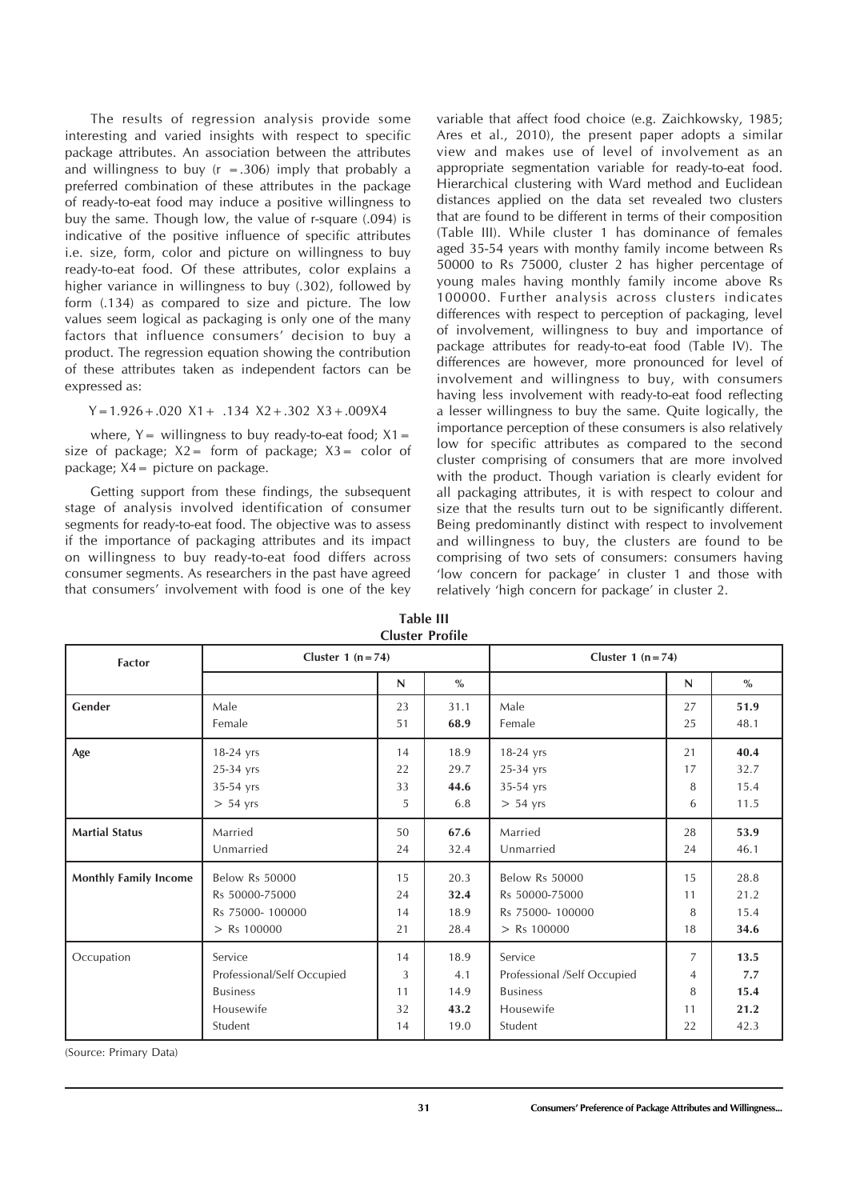The results of regression analysis provide some interesting and varied insights with respect to specific package attributes. An association between the attributes and willingness to buy (r = .306) imply that probably a preferred combination of these attributes in the package of ready-to-eat food may induce a positive willingness to buy the same. Though low, the value of r-square (.094) is indicative of the positive influence of specific attributes i.e. size, form, color and picture on willingness to buy ready-to-eat food. Of these attributes, color explains a higher variance in willingness to buy (.302), followed by form (.134) as compared to size and picture. The low values seem logical as packaging is only one of the many factors that influence consumers' decision to buy a product. The regression equation showing the contribution of these attributes taken as independent factors can be expressed as:

$$Y = 1.926 + .020\ X1 + .134\ X2 + .302\ X3 + .009X4$$

where, Y = willingness to buy ready-to-eat food; X1 = size of package; X2 = form of package; X3 = color of package; X4 = picture on package.

Getting support from these findings, the subsequent stage of analysis involved identification of consumer segments for ready-to-eat food. The objective was to assess if the importance of packaging attributes and its impact on willingness to buy ready-to-eat food differs across consumer segments. As researchers in the past have agreed that consumers' involvement with food is one of the key variable that affect food choice (e.g. Zaichkowsky, 1985; Ares et al., 2010), the present paper adopts a similar view and makes use of level of involvement as an appropriate segmentation variable for ready-to-eat food. Hierarchical clustering with Ward method and Euclidean distances applied on the data set revealed two clusters that are found to be different in terms of their composition (Table III). While cluster 1 has dominance of females aged 35-54 years with monthy family income between Rs 50000 to Rs 75000, cluster 2 has higher percentage of young males having monthly family income above Rs 100000. Further analysis across clusters indicates differences with respect to perception of packaging, level of involvement, willingness to buy and importance of package attributes for ready-to-eat food (Table IV). The differences are however, more pronounced for level of involvement and willingness to buy, with consumers having less involvement with ready-to-eat food reflecting a lesser willingness to buy the same. Quite logically, the importance perception of these consumers is also relatively low for specific attributes as compared to the second cluster comprising of consumers that are more involved with the product. Though variation is clearly evident for all packaging attributes, it is with respect to colour and size that the results turn out to be significantly different. Being predominantly distinct with respect to involvement and willingness to buy, the clusters are found to be comprising of two sets of consumers: consumers having 'low concern for package' in cluster 1 and those with relatively 'high concern for package' in cluster 2.

**Table III**
**Cluster Profile**

| Factor | Cluster 1 (n=74) | | | Cluster 1 (n=74) | | |
|---|---|---|---|---|---|---|
| | | N | % | | N | % |
| **Gender** | Male | 23 | 31.1 | Male | 27 | **51.9** |
| | Female | 51 | **68.9** | Female | 25 | 48.1 |
| **Age** | 18-24 yrs | 14 | 18.9 | 18-24 yrs | 21 | **40.4** |
| | 25-34 yrs | 22 | 29.7 | 25-34 yrs | 17 | 32.7 |
| | 35-54 yrs | 33 | **44.6** | 35-54 yrs | 8 | 15.4 |
| | > 54 yrs | 5 | 6.8 | > 54 yrs | 6 | 11.5 |
| **Martial Status** | Married | 50 | **67.6** | Married | 28 | **53.9** |
| | Unmarried | 24 | 32.4 | Unmarried | 24 | 46.1 |
| **Monthly Family Income** | Below Rs 50000 | 15 | 20.3 | Below Rs 50000 | 15 | 28.8 |
| | Rs 50000-75000 | 24 | **32.4** | Rs 50000-75000 | 11 | 21.2 |
| | Rs 75000- 100000 | 14 | 18.9 | Rs 75000- 100000 | 8 | 15.4 |
| | > Rs 100000 | 21 | 28.4 | > Rs 100000 | 18 | **34.6** |
| Occupation | Service | 14 | 18.9 | Service | 7 | **13.5** |
| | Professional/Self Occupied | 3 | 4.1 | Professional /Self Occupied | 4 | **7.7** |
| | Business | 11 | 14.9 | Business | 8 | **15.4** |
| | Housewife | 32 | **43.2** | Housewife | 11 | **21.2** |
| | Student | 14 | 19.0 | Student | 22 | 42.3 |

(Source: Primary Data)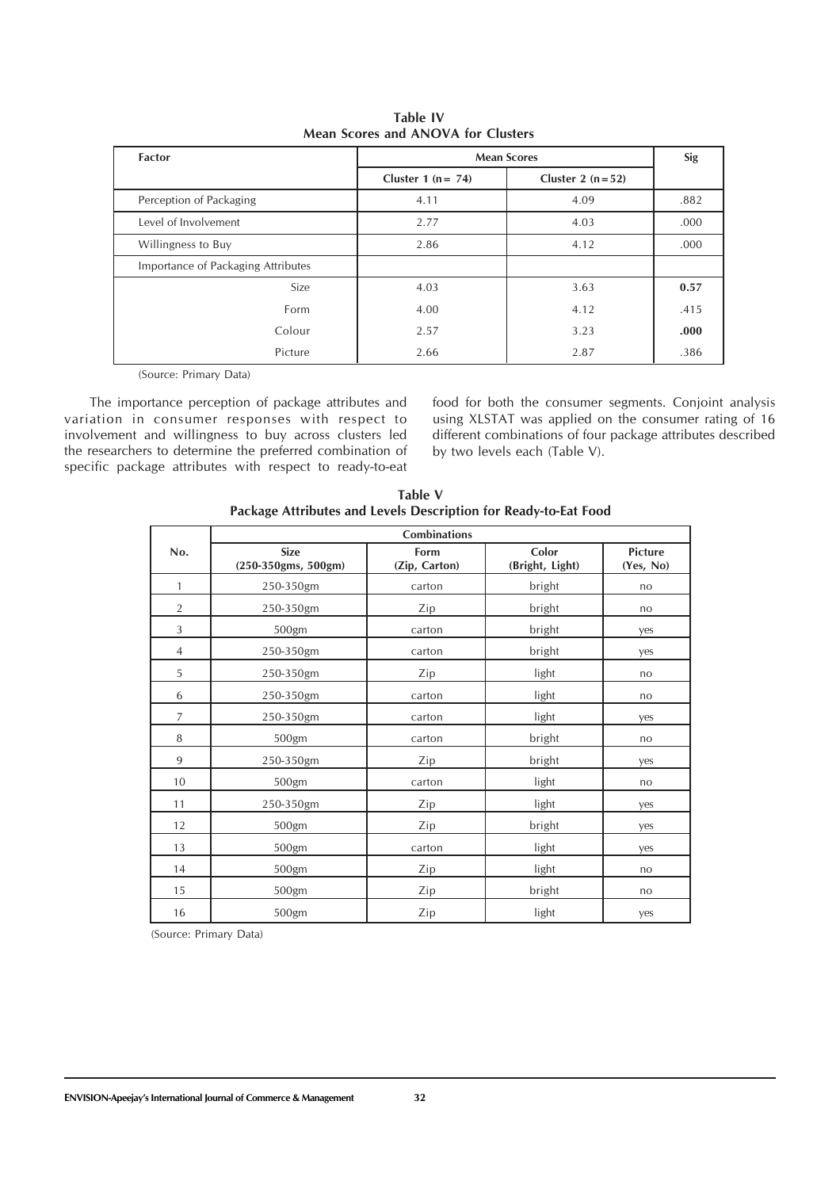**Table IV**
**Mean Scores and ANOVA for Clusters**

| Factor | Mean Scores | | Sig |
|---|---|---|---|
| | Cluster 1 (n= 74) | Cluster 2 (n=52) | |
| Perception of Packaging | 4.11 | 4.09 | .882 |
| Level of Involvement | 2.77 | 4.03 | .000 |
| Willingness to Buy | 2.86 | 4.12 | .000 |
| Importance of Packaging Attributes | | | |
| Size | 4.03 | 3.63 | **0.57** |
| Form | 4.00 | 4.12 | .415 |
| Colour | 2.57 | 3.23 | **.000** |
| Picture | 2.66 | 2.87 | .386 |

(Source: Primary Data)

The importance perception of package attributes and variation in consumer responses with respect to involvement and willingness to buy across clusters led the researchers to determine the preferred combination of specific package attributes with respect to ready-to-eat food for both the consumer segments. Conjoint analysis using XLSTAT was applied on the consumer rating of 16 different combinations of four package attributes described by two levels each (Table V).

**Table V**
**Package Attributes and Levels Description for Ready-to-Eat Food**

| No. | Combinations | | | |
|---|---|---|---|---|
| | Size (250-350gms, 500gm) | Form (Zip, Carton) | Color (Bright, Light) | Picture (Yes, No) |
| 1 | 250-350gm | carton | bright | no |
| 2 | 250-350gm | Zip | bright | no |
| 3 | 500gm | carton | bright | yes |
| 4 | 250-350gm | carton | bright | yes |
| 5 | 250-350gm | Zip | light | no |
| 6 | 250-350gm | carton | light | no |
| 7 | 250-350gm | carton | light | yes |
| 8 | 500gm | carton | bright | no |
| 9 | 250-350gm | Zip | bright | yes |
| 10 | 500gm | carton | light | no |
| 11 | 250-350gm | Zip | light | yes |
| 12 | 500gm | Zip | bright | yes |
| 13 | 500gm | carton | light | yes |
| 14 | 500gm | Zip | light | no |
| 15 | 500gm | Zip | bright | no |
| 16 | 500gm | Zip | light | yes |

(Source: Primary Data)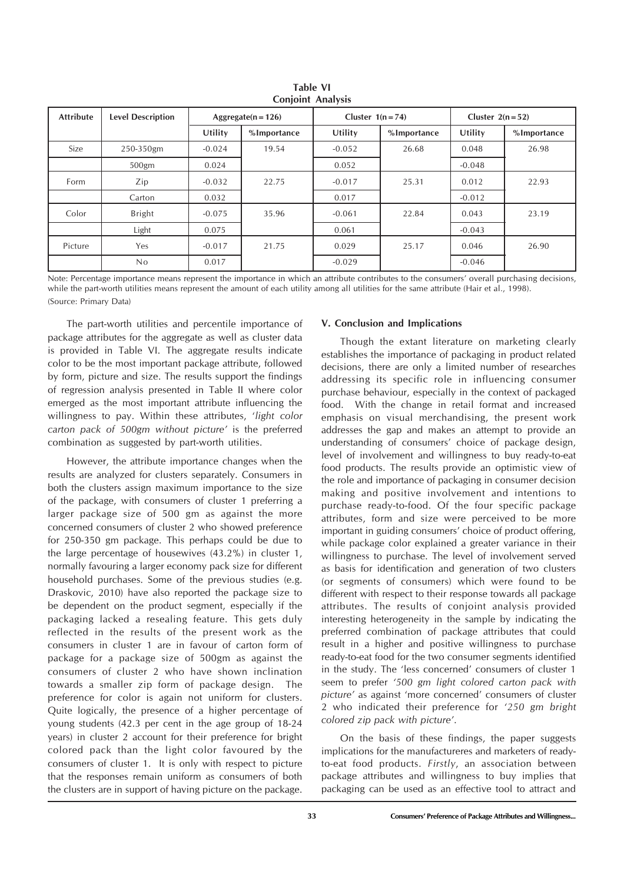**Table VI**
**Conjoint Analysis**

| Attribute | Level Description | Aggregate(n = 126) | | Cluster 1(n = 74) | | Cluster 2(n = 52) | |
|---|---|---|---|---|---|---|---|
| | | Utility | %Importance | Utility | %Importance | Utility | %Importance |
| Size | 250-350gm | -0.024 | 19.54 | -0.052 | 26.68 | 0.048 | 26.98 |
| | 500gm | 0.024 | | 0.052 | | -0.048 | |
| Form | Zip | -0.032 | 22.75 | -0.017 | 25.31 | 0.012 | 22.93 |
| | Carton | 0.032 | | 0.017 | | -0.012 | |
| Color | Bright | -0.075 | 35.96 | -0.061 | 22.84 | 0.043 | 23.19 |
| | Light | 0.075 | | 0.061 | | -0.043 | |
| Picture | Yes | -0.017 | 21.75 | 0.029 | 25.17 | 0.046 | 26.90 |
| | No | 0.017 | | -0.029 | | -0.046 | |

Note: Percentage importance means represent the importance in which an attribute contributes to the consumers' overall purchasing decisions, while the part-worth utilities means represent the amount of each utility among all utilities for the same attribute (Hair et al., 1998).
(Source: Primary Data)

The part-worth utilities and percentile importance of package attributes for the aggregate as well as cluster data is provided in Table VI. The aggregate results indicate color to be the most important package attribute, followed by form, picture and size. The results support the findings of regression analysis presented in Table II where color emerged as the most important attribute influencing the willingness to pay. Within these attributes, '*light color carton pack of 500gm without picture*' is the preferred combination as suggested by part-worth utilities.

However, the attribute importance changes when the results are analyzed for clusters separately. Consumers in both the clusters assign maximum importance to the size of the package, with consumers of cluster 1 preferring a larger package size of 500 gm as against the more concerned consumers of cluster 2 who showed preference for 250-350 gm package. This perhaps could be due to the large percentage of housewives (43.2%) in cluster 1, normally favouring a larger economy pack size for different household purchases. Some of the previous studies (e.g. Draskovic, 2010) have also reported the package size to be dependent on the product segment, especially if the packaging lacked a resealing feature. This gets duly reflected in the results of the present work as the consumers in cluster 1 are in favour of carton form of package for a package size of 500gm as against the consumers of cluster 2 who have shown inclination towards a smaller zip form of package design. The preference for color is again not uniform for clusters. Quite logically, the presence of a higher percentage of young students (42.3 per cent in the age group of 18-24 years) in cluster 2 account for their preference for bright colored pack than the light color favoured by the consumers of cluster 1. It is only with respect to picture that the responses remain uniform as consumers of both the clusters are in support of having picture on the package.

## V. Conclusion and Implications

Though the extant literature on marketing clearly establishes the importance of packaging in product related decisions, there are only a limited number of researches addressing its specific role in influencing consumer purchase behaviour, especially in the context of packaged food. With the change in retail format and increased emphasis on visual merchandising, the present work addresses the gap and makes an attempt to provide an understanding of consumers' choice of package design, level of involvement and willingness to buy ready-to-eat food products. The results provide an optimistic view of the role and importance of packaging in consumer decision making and positive involvement and intentions to purchase ready-to-food. Of the four specific package attributes, form and size were perceived to be more important in guiding consumers' choice of product offering, while package color explained a greater variance in their willingness to purchase. The level of involvement served as basis for identification and generation of two clusters (or segments of consumers) which were found to be different with respect to their response towards all package attributes. The results of conjoint analysis provided interesting heterogeneity in the sample by indicating the preferred combination of package attributes that could result in a higher and positive willingness to purchase ready-to-eat food for the two consumer segments identified in the study. The 'less concerned' consumers of cluster 1 seem to prefer *'500 gm light colored carton pack with picture'* as against 'more concerned' consumers of cluster 2 who indicated their preference for *'250 gm bright colored zip pack with picture'*.

On the basis of these findings, the paper suggests implications for the manufactureres and marketers of ready-to-eat food products. *Firstly*, an association between package attributes and willingness to buy implies that packaging can be used as an effective tool to attract and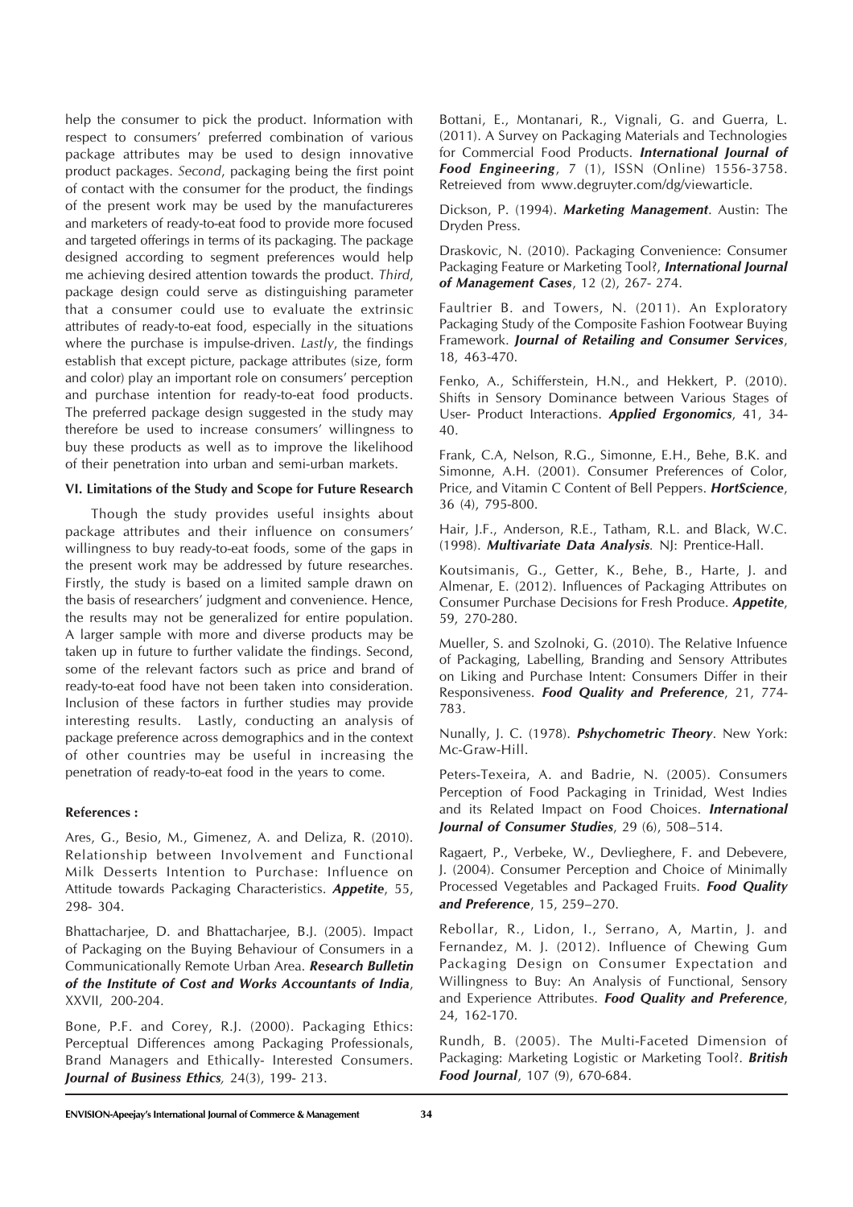help the consumer to pick the product. Information with respect to consumers' preferred combination of various package attributes may be used to design innovative product packages. *Second*, packaging being the first point of contact with the consumer for the product, the findings of the present work may be used by the manufactureres and marketers of ready-to-eat food to provide more focused and targeted offerings in terms of its packaging. The package designed according to segment preferences would help me achieving desired attention towards the product. *Third*, package design could serve as distinguishing parameter that a consumer could use to evaluate the extrinsic attributes of ready-to-eat food, especially in the situations where the purchase is impulse-driven. *Lastly*, the findings establish that except picture, package attributes (size, form and color) play an important role on consumers' perception and purchase intention for ready-to-eat food products. The preferred package design suggested in the study may therefore be used to increase consumers' willingness to buy these products as well as to improve the likelihood of their penetration into urban and semi-urban markets.

### VI. Limitations of the Study and Scope for Future Research

Though the study provides useful insights about package attributes and their influence on consumers' willingness to buy ready-to-eat foods, some of the gaps in the present work may be addressed by future researches. Firstly, the study is based on a limited sample drawn on the basis of researchers' judgment and convenience. Hence, the results may not be generalized for entire population. A larger sample with more and diverse products may be taken up in future to further validate the findings. Second, some of the relevant factors such as price and brand of ready-to-eat food have not been taken into consideration. Inclusion of these factors in further studies may provide interesting results. Lastly, conducting an analysis of package preference across demographics and in the context of other countries may be useful in increasing the penetration of ready-to-eat food in the years to come.

### References :

Ares, G., Besio, M., Gimenez, A. and Deliza, R. (2010). Relationship between Involvement and Functional Milk Desserts Intention to Purchase: Influence on Attitude towards Packaging Characteristics. ***Appetite***, 55, 298- 304.

Bhattacharjee, D. and Bhattacharjee, B.J. (2005). Impact of Packaging on the Buying Behaviour of Consumers in a Communicationally Remote Urban Area. ***Research Bulletin of the Institute of Cost and Works Accountants of India***, XXVII, 200-204.

Bone, P.F. and Corey, R.J. (2000). Packaging Ethics: Perceptual Differences among Packaging Professionals, Brand Managers and Ethically- Interested Consumers. ***Journal of Business Ethics****,* 24(3), 199- 213.

Bottani, E., Montanari, R., Vignali, G. and Guerra, L. (2011). A Survey on Packaging Materials and Technologies for Commercial Food Products. ***International Journal of Food Engineering***, 7 (1), ISSN (Online) 1556-3758. Retreieved from www.degruyter.com/dg/viewarticle.

Dickson, P. (1994). ***Marketing Management***. Austin: The Dryden Press.

Draskovic, N. (2010). Packaging Convenience: Consumer Packaging Feature or Marketing Tool?, ***International Journal of Management Cases***, 12 (2), 267- 274.

Faultrier B. and Towers, N. (2011). An Exploratory Packaging Study of the Composite Fashion Footwear Buying Framework. ***Journal of Retailing and Consumer Services***, 18, 463-470.

Fenko, A., Schifferstein, H.N., and Hekkert, P. (2010). Shifts in Sensory Dominance between Various Stages of User- Product Interactions. ***Applied Ergonomics***, 41, 34-40.

Frank, C.A, Nelson, R.G., Simonne, E.H., Behe, B.K. and Simonne, A.H. (2001). Consumer Preferences of Color, Price, and Vitamin C Content of Bell Peppers. ***HortScience***, 36 (4), 795-800.

Hair, J.F., Anderson, R.E., Tatham, R.L. and Black, W.C. (1998). ***Multivariate Data Analysis***. NJ: Prentice-Hall.

Koutsimanis, G., Getter, K., Behe, B., Harte, J. and Almenar, E. (2012). Influences of Packaging Attributes on Consumer Purchase Decisions for Fresh Produce. ***Appetite***, 59, 270-280.

Mueller, S. and Szolnoki, G. (2010). The Relative Infuence of Packaging, Labelling, Branding and Sensory Attributes on Liking and Purchase Intent: Consumers Differ in their Responsiveness. ***Food Quality and Preference***, 21, 774-783.

Nunally, J. C. (1978). ***Pshychometric Theory***. New York: Mc-Graw-Hill.

Peters-Texeira, A. and Badrie, N. (2005). Consumers Perception of Food Packaging in Trinidad, West Indies and its Related Impact on Food Choices. ***International Journal of Consumer Studies***, 29 (6), 508–514.

Ragaert, P., Verbeke, W., Devlieghere, F. and Debevere, J. (2004). Consumer Perception and Choice of Minimally Processed Vegetables and Packaged Fruits. ***Food Quality and Preference***, 15, 259–270.

Rebollar, R., Lidon, I., Serrano, A, Martin, J. and Fernandez, M. J. (2012). Influence of Chewing Gum Packaging Design on Consumer Expectation and Willingness to Buy: An Analysis of Functional, Sensory and Experience Attributes. ***Food Quality and Preference***, 24, 162-170.

Rundh, B. (2005). The Multi-Faceted Dimension of Packaging: Marketing Logistic or Marketing Tool?. ***British Food Journal***, 107 (9), 670-684.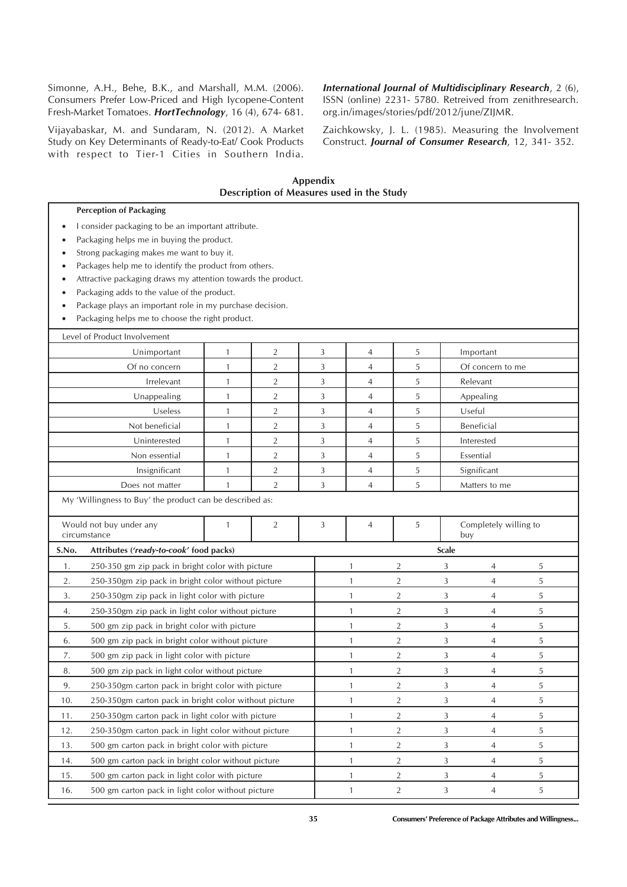Simonne, A.H., Behe, B.K., and Marshall, M.M. (2006). Consumers Prefer Low-Priced and High lycopene-Content Fresh-Market Tomatoes. ***HortTechnology***, 16 (4), 674- 681.

Vijayabaskar, M. and Sundaram, N. (2012). A Market Study on Key Determinants of Ready-to-Eat/ Cook Products with respect to Tier-1 Cities in Southern India. ***International Journal of Multidisciplinary Research***, 2 (6), ISSN (online) 2231- 5780. Retreived from zenithresearch.org.in/images/stories/pdf/2012/june/ZIJMR.

Zaichkowsky, J. L. (1985). Measuring the Involvement Construct. ***Journal of Consumer Research***, 12, 341- 352.

## Appendix
## Description of Measures used in the Study

**Perception of Packaging**

- I consider packaging to be an important attribute.
- Packaging helps me in buying the product.
- Strong packaging makes me want to buy it.
- Packages help me to identify the product from others.
- Attractive packaging draws my attention towards the product.
- Packaging adds to the value of the product.
- Package plays an important role in my purchase decision.
- Packaging helps me to choose the right product.

Level of Product Involvement

| | | | | | | |
|---|---|---|---|---|---|---|
| Unimportant | 1 | 2 | 3 | 4 | 5 | Important |
| Of no concern | 1 | 2 | 3 | 4 | 5 | Of concern to me |
| Irrelevant | 1 | 2 | 3 | 4 | 5 | Relevant |
| Unappealing | 1 | 2 | 3 | 4 | 5 | Appealing |
| Useless | 1 | 2 | 3 | 4 | 5 | Useful |
| Not beneficial | 1 | 2 | 3 | 4 | 5 | Beneficial |
| Uninterested | 1 | 2 | 3 | 4 | 5 | Interested |
| Non essential | 1 | 2 | 3 | 4 | 5 | Essential |
| Insignificant | 1 | 2 | 3 | 4 | 5 | Significant |
| Does not matter | 1 | 2 | 3 | 4 | 5 | Matters to me |

My 'Willingness to Buy' the product can be described as:

| | | | | | | |
|---|---|---|---|---|---|---|
| Would not buy under any circumstance | 1 | 2 | 3 | 4 | 5 | Completely willing to buy |

| S.No. | Attributes (*'ready-to-cook'* food packs) | Scale | | | | |
|---|---|---|---|---|---|---|
| 1. | 250-350 gm zip pack in bright color with picture | 1 | 2 | 3 | 4 | 5 |
| 2. | 250-350gm zip pack in bright color without picture | 1 | 2 | 3 | 4 | 5 |
| 3. | 250-350gm zip pack in light color with picture | 1 | 2 | 3 | 4 | 5 |
| 4. | 250-350gm zip pack in light color without picture | 1 | 2 | 3 | 4 | 5 |
| 5. | 500 gm zip pack in bright color with picture | 1 | 2 | 3 | 4 | 5 |
| 6. | 500 gm zip pack in bright color without picture | 1 | 2 | 3 | 4 | 5 |
| 7. | 500 gm zip pack in light color with picture | 1 | 2 | 3 | 4 | 5 |
| 8. | 500 gm zip pack in light color without picture | 1 | 2 | 3 | 4 | 5 |
| 9. | 250-350gm carton pack in bright color with picture | 1 | 2 | 3 | 4 | 5 |
| 10. | 250-350gm carton pack in bright color without picture | 1 | 2 | 3 | 4 | 5 |
| 11. | 250-350gm carton pack in light color with picture | 1 | 2 | 3 | 4 | 5 |
| 12. | 250-350gm carton pack in light color without picture | 1 | 2 | 3 | 4 | 5 |
| 13. | 500 gm carton pack in bright color with picture | 1 | 2 | 3 | 4 | 5 |
| 14. | 500 gm carton pack in bright color without picture | 1 | 2 | 3 | 4 | 5 |
| 15. | 500 gm carton pack in light color with picture | 1 | 2 | 3 | 4 | 5 |
| 16. | 500 gm carton pack in light color without picture | 1 | 2 | 3 | 4 | 5 |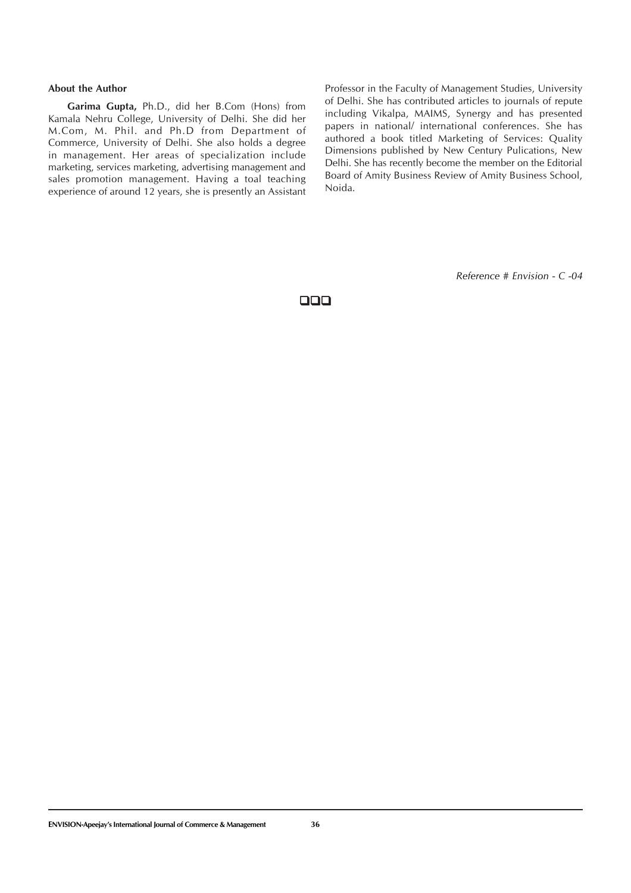**About the Author**

**Garima Gupta,** Ph.D., did her B.Com (Hons) from Kamala Nehru College, University of Delhi. She did her M.Com, M. Phil. and Ph.D from Department of Commerce, University of Delhi. She also holds a degree in management. Her areas of specialization include marketing, services marketing, advertising management and sales promotion management. Having a toal teaching experience of around 12 years, she is presently an Assistant Professor in the Faculty of Management Studies, University of Delhi. She has contributed articles to journals of repute including Vikalpa, MAIMS, Synergy and has presented papers in national/ international conferences. She has authored a book titled Marketing of Services: Quality Dimensions published by New Century Pulications, New Delhi. She has recently become the member on the Editorial Board of Amity Business Review of Amity Business School, Noida.

*Reference # Envision - C -04*